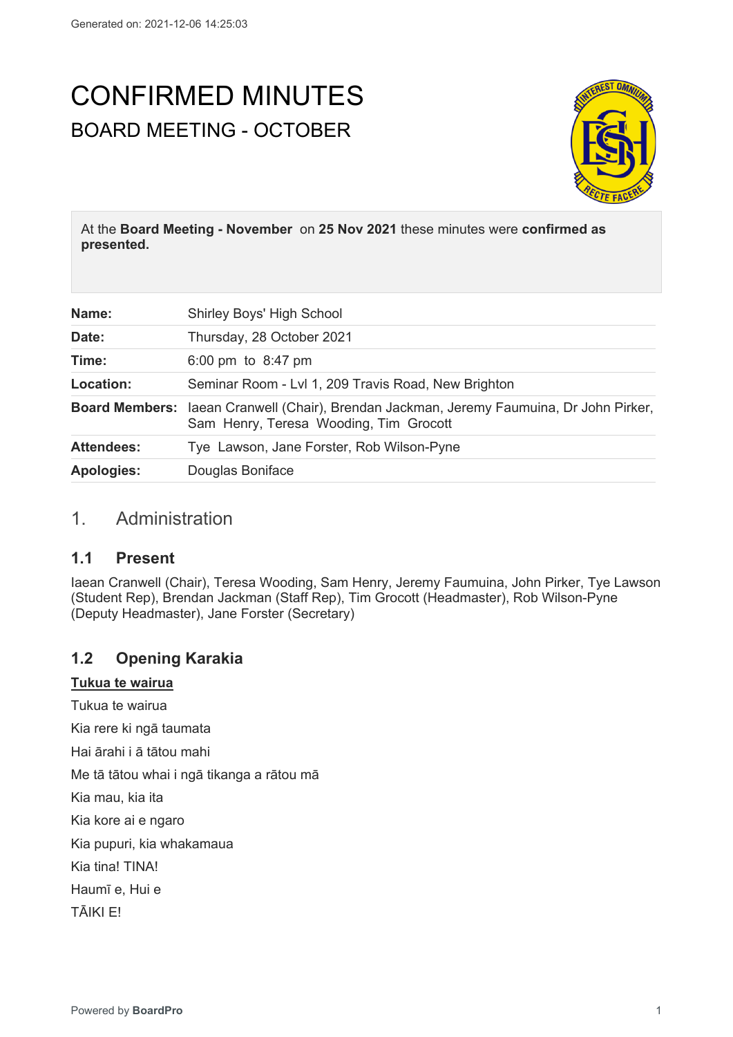Generated on: 2021-12-06 14:25:03

# CONFIRMED MINUTES

## BOARD MEETING - OCTOBER

At the **Board Meeting - November** on **25 Nov 2021** these minutes were **confirmed as presented.**

| | |
|---|---|
| **Name:** | Shirley Boys' High School |
| **Date:** | Thursday, 28 October 2021 |
| **Time:** | 6:00 pm to 8:47 pm |
| **Location:** | Seminar Room - Lvl 1, 209 Travis Road, New Brighton |
| **Board Members:** | Iaean Cranwell (Chair), Brendan Jackman, Jeremy Faumuina, Dr John Pirker, Sam Henry, Teresa Wooding, Tim Grocott |
| **Attendees:** | Tye Lawson, Jane Forster, Rob Wilson-Pyne |
| **Apologies:** | Douglas Boniface |

## 1. Administration

### 1.1 Present

Iaean Cranwell (Chair), Teresa Wooding, Sam Henry, Jeremy Faumuina, John Pirker, Tye Lawson (Student Rep), Brendan Jackman (Staff Rep), Tim Grocott (Headmaster), Rob Wilson-Pyne (Deputy Headmaster), Jane Forster (Secretary)

### 1.2 Opening Karakia

**Tukua te wairua**

Tukua te wairua

Kia rere ki ngā taumata

Hai ārahi i ā tātou mahi

Me tā tātou whai i ngā tikanga a rātou mā

Kia mau, kia ita

Kia kore ai e ngaro

Kia pupuri, kia whakamaua

Kia tina! TINA!

Haumī e, Hui e

TĀIKI E!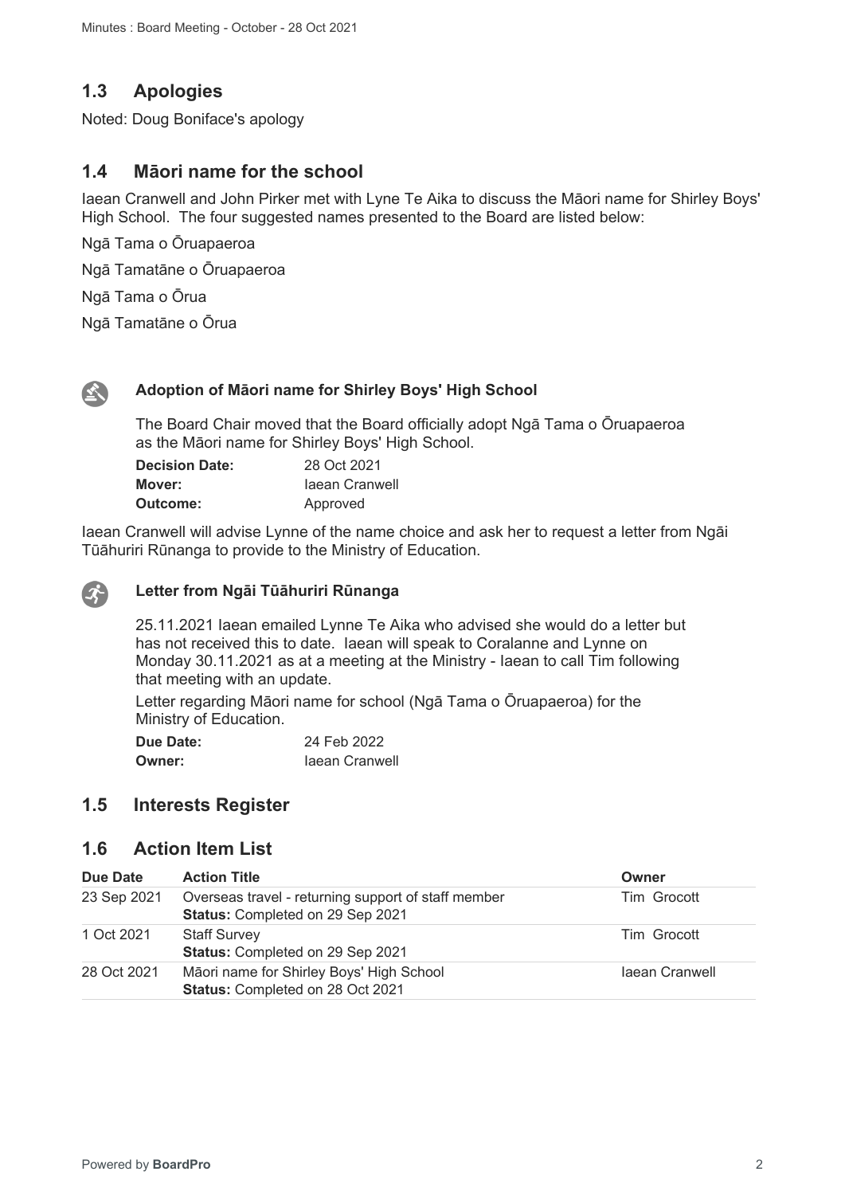## 1.3 Apologies

Noted: Doug Boniface's apology

## 1.4 Māori name for the school

Iaean Cranwell and John Pirker met with Lyne Te Aika to discuss the Māori name for Shirley Boys' High School. The four suggested names presented to the Board are listed below:

Ngā Tama o Ōruapaeroa

Ngā Tamatāne o Ōruapaeroa

Ngā Tama o Ōrua

Ngā Tamatāne o Ōrua

**Adoption of Māori name for Shirley Boys' High School**

The Board Chair moved that the Board officially adopt Ngā Tama o Ōruapaeroa as the Māori name for Shirley Boys' High School.

**Decision Date:** 28 Oct 2021
**Mover:** Iaean Cranwell
**Outcome:** Approved

Iaean Cranwell will advise Lynne of the name choice and ask her to request a letter from Ngāi Tūāhuriri Rūnanga to provide to the Ministry of Education.

**Letter from Ngāi Tūāhuriri Rūnanga**

25.11.2021 Iaean emailed Lynne Te Aika who advised she would do a letter but has not received this to date. Iaean will speak to Coralanne and Lynne on Monday 30.11.2021 as at a meeting at the Ministry - Iaean to call Tim following that meeting with an update.

Letter regarding Māori name for school (Ngā Tama o Ōruapaeroa) for the Ministry of Education.

**Due Date:** 24 Feb 2022
**Owner:** Iaean Cranwell

## 1.5 Interests Register

## 1.6 Action Item List

| Due Date | Action Title | Owner |
|---|---|---|
| 23 Sep 2021 | Overseas travel - returning support of staff member<br>**Status:** Completed on 29 Sep 2021 | Tim Grocott |
| 1 Oct 2021 | Staff Survey<br>**Status:** Completed on 29 Sep 2021 | Tim Grocott |
| 28 Oct 2021 | Māori name for Shirley Boys' High School<br>**Status:** Completed on 28 Oct 2021 | Iaean Cranwell |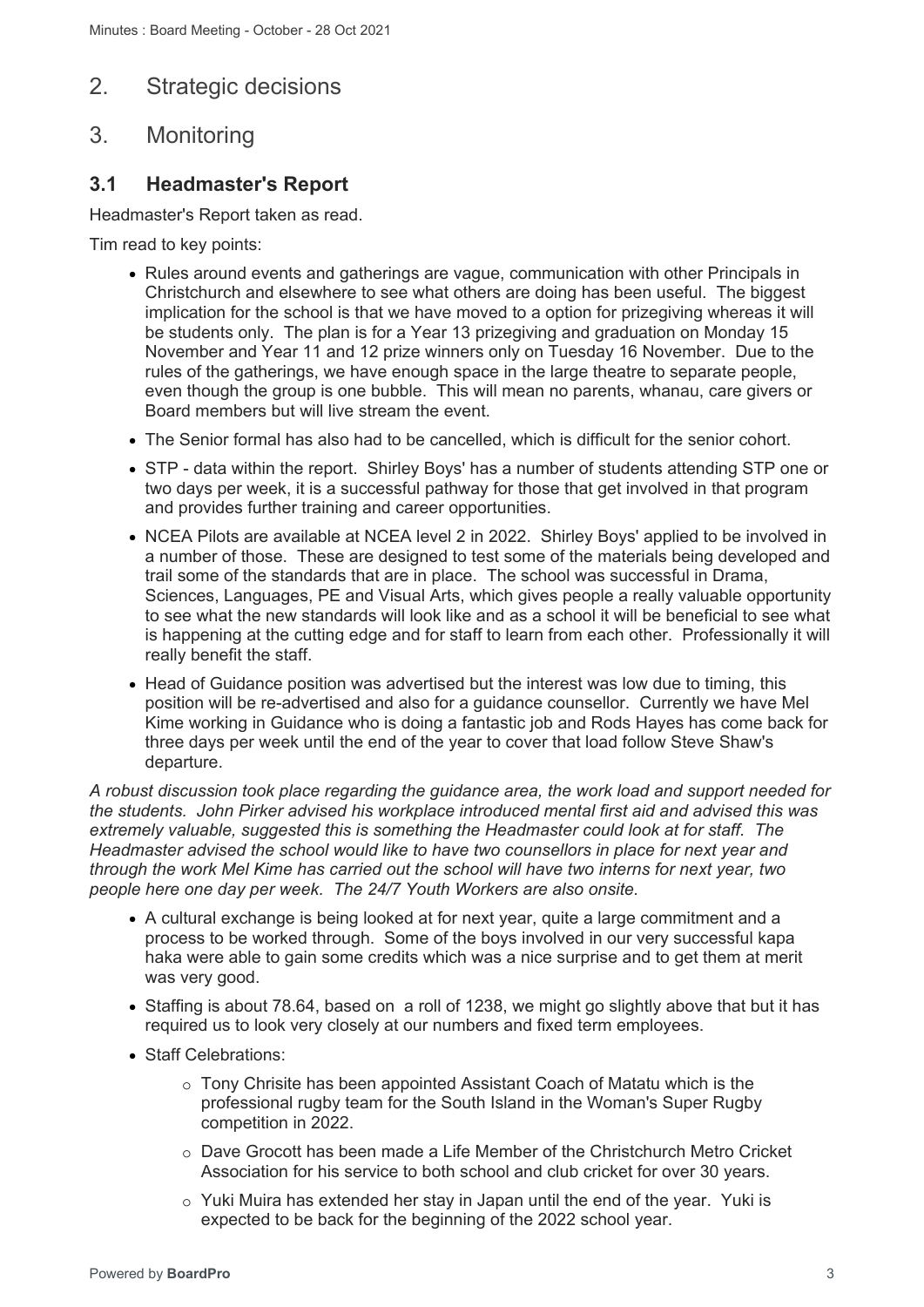## 2. Strategic decisions

## 3. Monitoring

### 3.1 Headmaster's Report

Headmaster's Report taken as read.

Tim read to key points:

- Rules around events and gatherings are vague, communication with other Principals in Christchurch and elsewhere to see what others are doing has been useful. The biggest implication for the school is that we have moved to a option for prizegiving whereas it will be students only. The plan is for a Year 13 prizegiving and graduation on Monday 15 November and Year 11 and 12 prize winners only on Tuesday 16 November. Due to the rules of the gatherings, we have enough space in the large theatre to separate people, even though the group is one bubble. This will mean no parents, whanau, care givers or Board members but will live stream the event.
- The Senior formal has also had to be cancelled, which is difficult for the senior cohort.
- STP - data within the report. Shirley Boys' has a number of students attending STP one or two days per week, it is a successful pathway for those that get involved in that program and provides further training and career opportunities.
- NCEA Pilots are available at NCEA level 2 in 2022. Shirley Boys' applied to be involved in a number of those. These are designed to test some of the materials being developed and trail some of the standards that are in place. The school was successful in Drama, Sciences, Languages, PE and Visual Arts, which gives people a really valuable opportunity to see what the new standards will look like and as a school it will be beneficial to see what is happening at the cutting edge and for staff to learn from each other. Professionally it will really benefit the staff.
- Head of Guidance position was advertised but the interest was low due to timing, this position will be re-advertised and also for a guidance counsellor. Currently we have Mel Kime working in Guidance who is doing a fantastic job and Rods Hayes has come back for three days per week until the end of the year to cover that load follow Steve Shaw's departure.

*A robust discussion took place regarding the guidance area, the work load and support needed for the students. John Pirker advised his workplace introduced mental first aid and advised this was extremely valuable, suggested this is something the Headmaster could look at for staff. The Headmaster advised the school would like to have two counsellors in place for next year and through the work Mel Kime has carried out the school will have two interns for next year, two people here one day per week. The 24/7 Youth Workers are also onsite.*

- A cultural exchange is being looked at for next year, quite a large commitment and a process to be worked through. Some of the boys involved in our very successful kapa haka were able to gain some credits which was a nice surprise and to get them at merit was very good.
- Staffing is about 78.64, based on a roll of 1238, we might go slightly above that but it has required us to look very closely at our numbers and fixed term employees.
- Staff Celebrations:
  - Tony Chrisite has been appointed Assistant Coach of Matatu which is the professional rugby team for the South Island in the Woman's Super Rugby competition in 2022.
  - Dave Grocott has been made a Life Member of the Christchurch Metro Cricket Association for his service to both school and club cricket for over 30 years.
  - Yuki Muira has extended her stay in Japan until the end of the year. Yuki is expected to be back for the beginning of the 2022 school year.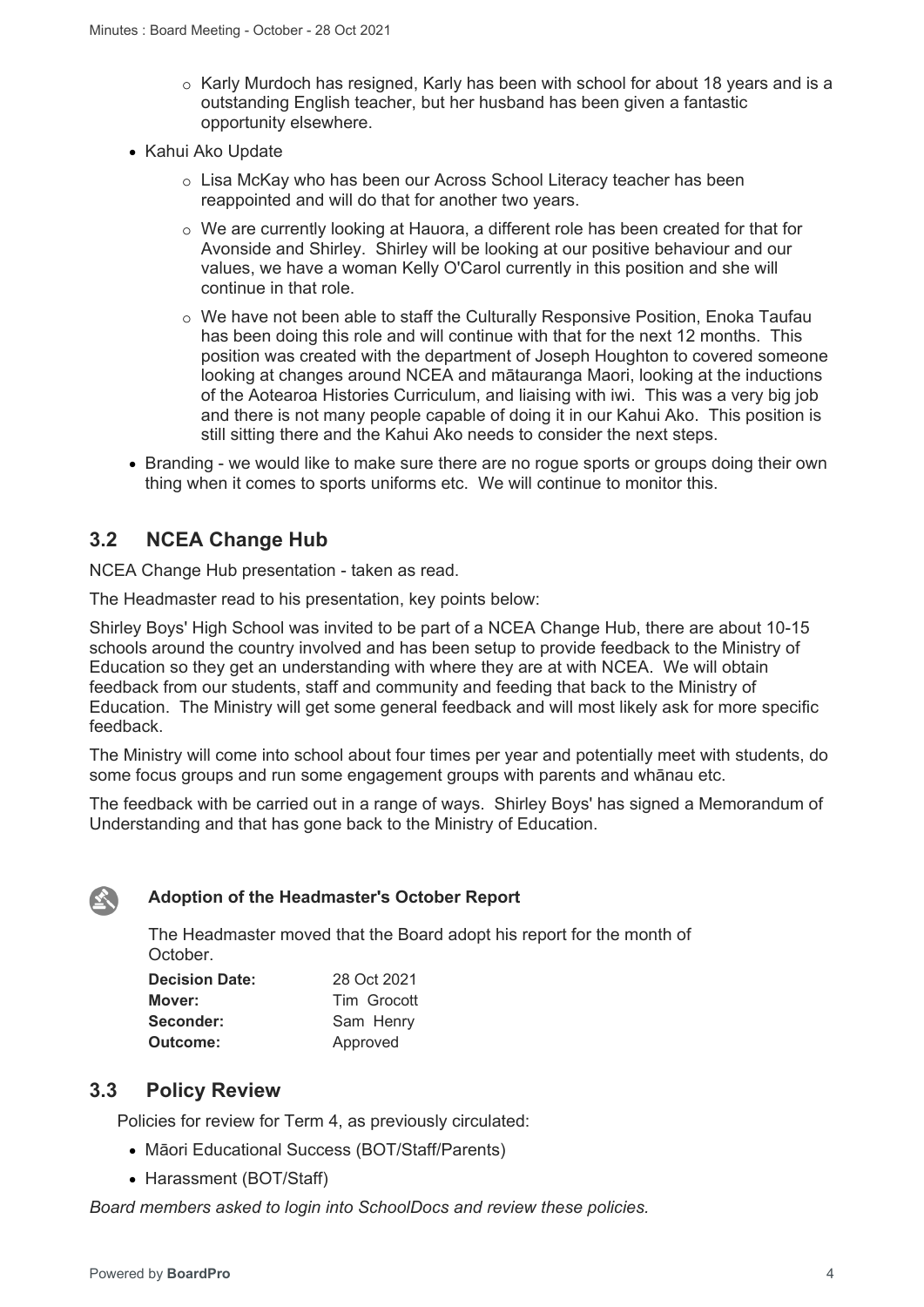- Karly Murdoch has resigned, Karly has been with school for about 18 years and is a outstanding English teacher, but her husband has been given a fantastic opportunity elsewhere.

- Kahui Ako Update
  - Lisa McKay who has been our Across School Literacy teacher has been reappointed and will do that for another two years.
  - We are currently looking at Hauora, a different role has been created for that for Avonside and Shirley. Shirley will be looking at our positive behaviour and our values, we have a woman Kelly O'Carol currently in this position and she will continue in that role.
  - We have not been able to staff the Culturally Responsive Position, Enoka Taufau has been doing this role and will continue with that for the next 12 months. This position was created with the department of Joseph Houghton to covered someone looking at changes around NCEA and mātauranga Maori, looking at the inductions of the Aotearoa Histories Curriculum, and liaising with iwi. This was a very big job and there is not many people capable of doing it in our Kahui Ako. This position is still sitting there and the Kahui Ako needs to consider the next steps.
- Branding - we would like to make sure there are no rogue sports or groups doing their own thing when it comes to sports uniforms etc. We will continue to monitor this.

## 3.2 NCEA Change Hub

NCEA Change Hub presentation - taken as read.

The Headmaster read to his presentation, key points below:

Shirley Boys' High School was invited to be part of a NCEA Change Hub, there are about 10-15 schools around the country involved and has been setup to provide feedback to the Ministry of Education so they get an understanding with where they are at with NCEA. We will obtain feedback from our students, staff and community and feeding that back to the Ministry of Education. The Ministry will get some general feedback and will most likely ask for more specific feedback.

The Ministry will come into school about four times per year and potentially meet with students, do some focus groups and run some engagement groups with parents and whānau etc.

The feedback with be carried out in a range of ways. Shirley Boys' has signed a Memorandum of Understanding and that has gone back to the Ministry of Education.

**Adoption of the Headmaster's October Report**

The Headmaster moved that the Board adopt his report for the month of October.

| | |
|---|---|
| **Decision Date:** | 28 Oct 2021 |
| **Mover:** | Tim Grocott |
| **Seconder:** | Sam Henry |
| **Outcome:** | Approved |

## 3.3 Policy Review

Policies for review for Term 4, as previously circulated:

- Māori Educational Success (BOT/Staff/Parents)
- Harassment (BOT/Staff)

*Board members asked to login into SchoolDocs and review these policies.*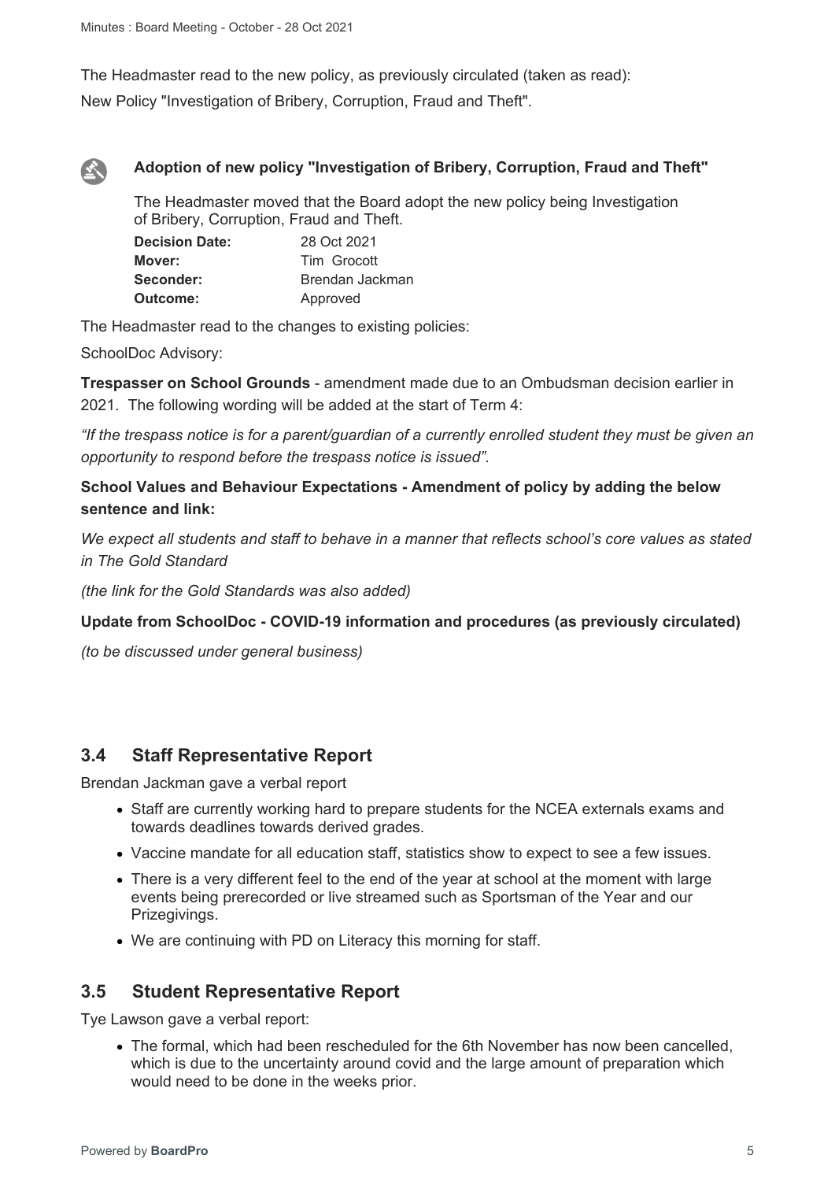The Headmaster read to the new policy, as previously circulated (taken as read):

New Policy "Investigation of Bribery, Corruption, Fraud and Theft".

**Adoption of new policy "Investigation of Bribery, Corruption, Fraud and Theft"**

The Headmaster moved that the Board adopt the new policy being Investigation of Bribery, Corruption, Fraud and Theft.

| | |
|---|---|
| **Decision Date:** | 28 Oct 2021 |
| **Mover:** | Tim Grocott |
| **Seconder:** | Brendan Jackman |
| **Outcome:** | Approved |

The Headmaster read to the changes to existing policies:

SchoolDoc Advisory:

**Trespasser on School Grounds** - amendment made due to an Ombudsman decision earlier in 2021. The following wording will be added at the start of Term 4:

*"If the trespass notice is for a parent/guardian of a currently enrolled student they must be given an opportunity to respond before the trespass notice is issued".*

**School Values and Behaviour Expectations - Amendment of policy by adding the below sentence and link:**

*We expect all students and staff to behave in a manner that reflects school's core values as stated in The Gold Standard*

*(the link for the Gold Standards was also added)*

**Update from SchoolDoc - COVID-19 information and procedures (as previously circulated)**

*(to be discussed under general business)*

## 3.4 Staff Representative Report

Brendan Jackman gave a verbal report

- Staff are currently working hard to prepare students for the NCEA externals exams and towards deadlines towards derived grades.
- Vaccine mandate for all education staff, statistics show to expect to see a few issues.
- There is a very different feel to the end of the year at school at the moment with large events being prerecorded or live streamed such as Sportsman of the Year and our Prizegivings.
- We are continuing with PD on Literacy this morning for staff.

## 3.5 Student Representative Report

Tye Lawson gave a verbal report:

- The formal, which had been rescheduled for the 6th November has now been cancelled, which is due to the uncertainty around covid and the large amount of preparation which would need to be done in the weeks prior.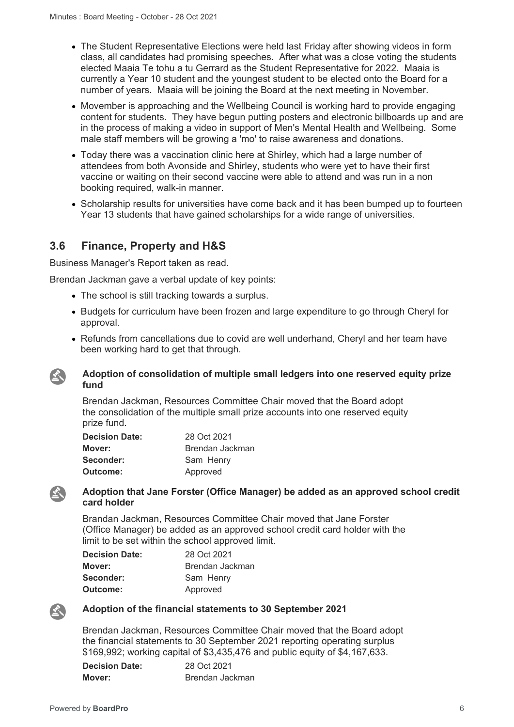- The Student Representative Elections were held last Friday after showing videos in form class, all candidates had promising speeches. After what was a close voting the students elected Maaia Te tohu a tu Gerrard as the Student Representative for 2022. Maaia is currently a Year 10 student and the youngest student to be elected onto the Board for a number of years. Maaia will be joining the Board at the next meeting in November.
- Movember is approaching and the Wellbeing Council is working hard to provide engaging content for students. They have begun putting posters and electronic billboards up and are in the process of making a video in support of Men's Mental Health and Wellbeing. Some male staff members will be growing a 'mo' to raise awareness and donations.
- Today there was a vaccination clinic here at Shirley, which had a large number of attendees from both Avonside and Shirley, students who were yet to have their first vaccine or waiting on their second vaccine were able to attend and was run in a non booking required, walk-in manner.
- Scholarship results for universities have come back and it has been bumped up to fourteen Year 13 students that have gained scholarships for a wide range of universities.

## 3.6 Finance, Property and H&S

Business Manager's Report taken as read.

Brendan Jackman gave a verbal update of key points:

- The school is still tracking towards a surplus.
- Budgets for curriculum have been frozen and large expenditure to go through Cheryl for approval.
- Refunds from cancellations due to covid are well underhand, Cheryl and her team have been working hard to get that through.

**Adoption of consolidation of multiple small ledgers into one reserved equity prize fund**

Brendan Jackman, Resources Committee Chair moved that the Board adopt the consolidation of the multiple small prize accounts into one reserved equity prize fund.

**Decision Date:** 28 Oct 2021
**Mover:** Brendan Jackman
**Seconder:** Sam Henry
**Outcome:** Approved

**Adoption that Jane Forster (Office Manager) be added as an approved school credit card holder**

Brandan Jackman, Resources Committee Chair moved that Jane Forster (Office Manager) be added as an approved school credit card holder with the limit to be set within the school approved limit.

**Decision Date:** 28 Oct 2021
**Mover:** Brendan Jackman
**Seconder:** Sam Henry
**Outcome:** Approved

**Adoption of the financial statements to 30 September 2021**

Brendan Jackman, Resources Committee Chair moved that the Board adopt the financial statements to 30 September 2021 reporting operating surplus $169,992; working capital of $3,435,476 and public equity of $4,167,633.

**Decision Date:** 28 Oct 2021
**Mover:** Brendan Jackman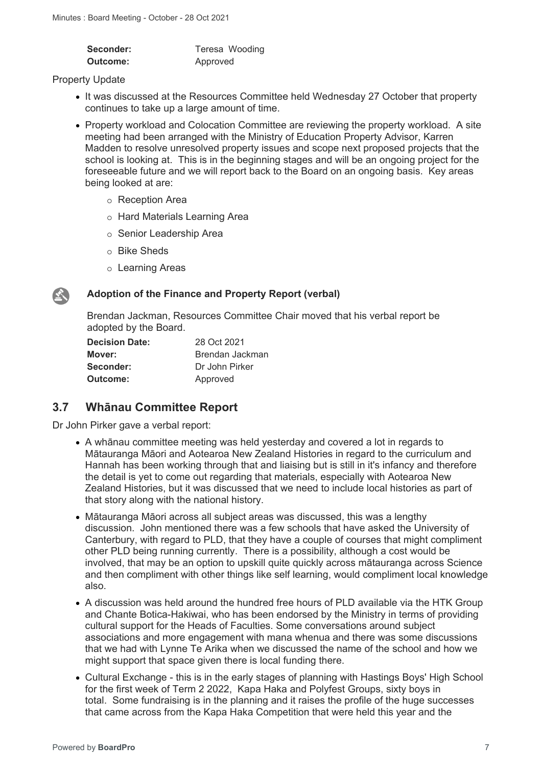| | |
|---|---|
| **Seconder:** | Teresa Wooding |
| **Outcome:** | Approved |

Property Update

- It was discussed at the Resources Committee held Wednesday 27 October that property continues to take up a large amount of time.
- Property workload and Colocation Committee are reviewing the property workload. A site meeting had been arranged with the Ministry of Education Property Advisor, Karren Madden to resolve unresolved property issues and scope next proposed projects that the school is looking at. This is in the beginning stages and will be an ongoing project for the foreseeable future and we will report back to the Board on an ongoing basis. Key areas being looked at are:
  - Reception Area
  - Hard Materials Learning Area
  - Senior Leadership Area
  - Bike Sheds
  - Learning Areas

**Adoption of the Finance and Property Report (verbal)**

Brendan Jackman, Resources Committee Chair moved that his verbal report be adopted by the Board.

| | |
|---|---|
| **Decision Date:** | 28 Oct 2021 |
| **Mover:** | Brendan Jackman |
| **Seconder:** | Dr John Pirker |
| **Outcome:** | Approved |

## 3.7 Whānau Committee Report

Dr John Pirker gave a verbal report:

- A whānau committee meeting was held yesterday and covered a lot in regards to Mātauranga Māori and Aotearoa New Zealand Histories in regard to the curriculum and Hannah has been working through that and liaising but is still in it's infancy and therefore the detail is yet to come out regarding that materials, especially with Aotearoa New Zealand Histories, but it was discussed that we need to include local histories as part of that story along with the national history.
- Mātauranga Māori across all subject areas was discussed, this was a lengthy discussion. John mentioned there was a few schools that have asked the University of Canterbury, with regard to PLD, that they have a couple of courses that might compliment other PLD being running currently. There is a possibility, although a cost would be involved, that may be an option to upskill quite quickly across mātauranga across Science and then compliment with other things like self learning, would compliment local knowledge also.
- A discussion was held around the hundred free hours of PLD available via the HTK Group and Chante Botica-Hakiwai, who has been endorsed by the Ministry in terms of providing cultural support for the Heads of Faculties. Some conversations around subject associations and more engagement with mana whenua and there was some discussions that we had with Lynne Te Arika when we discussed the name of the school and how we might support that space given there is local funding there.
- Cultural Exchange - this is in the early stages of planning with Hastings Boys' High School for the first week of Term 2 2022, Kapa Haka and Polyfest Groups, sixty boys in total. Some fundraising is in the planning and it raises the profile of the huge successes that came across from the Kapa Haka Competition that were held this year and the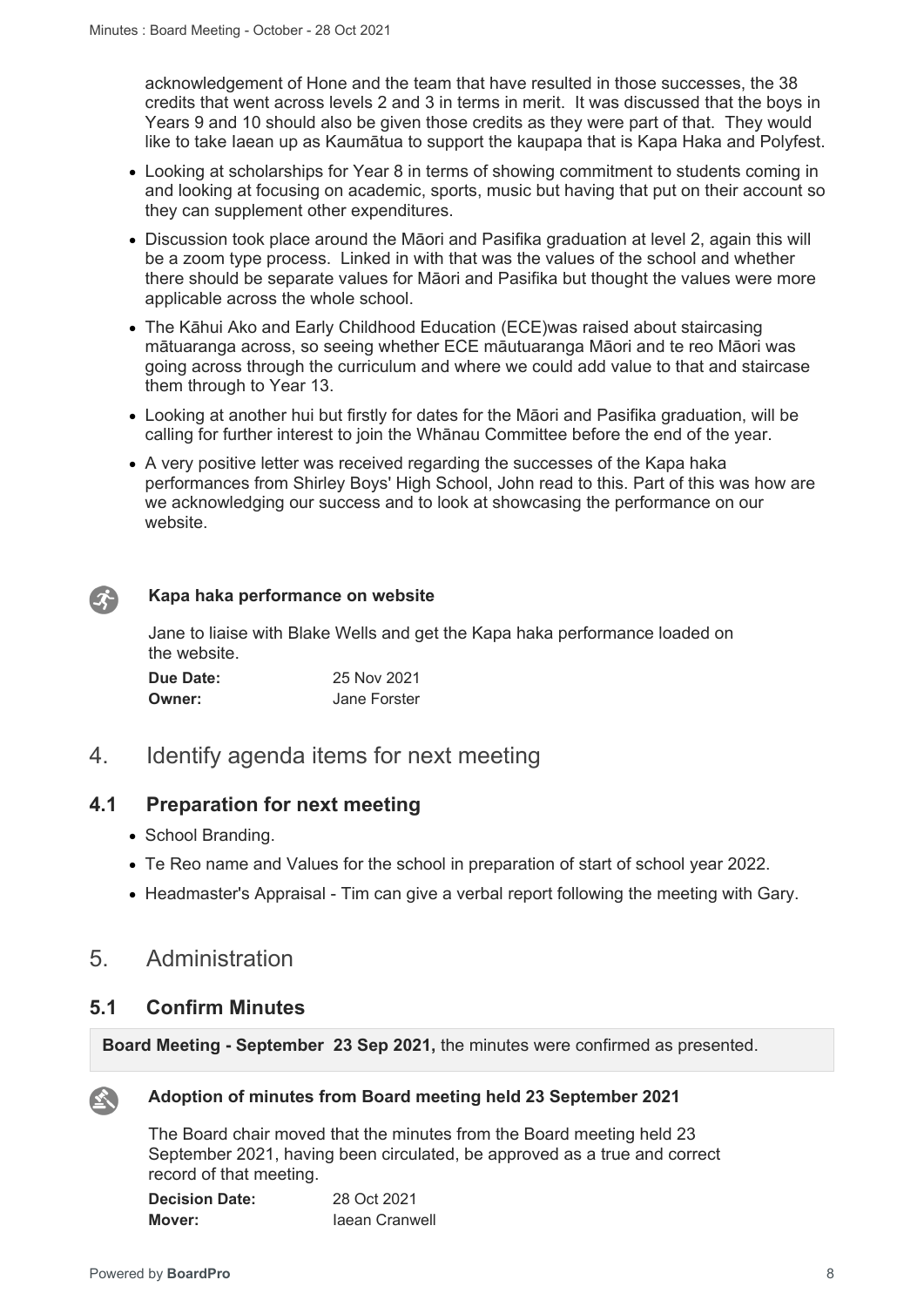acknowledgement of Hone and the team that have resulted in those successes, the 38 credits that went across levels 2 and 3 in terms in merit. It was discussed that the boys in Years 9 and 10 should also be given those credits as they were part of that. They would like to take Iaean up as Kaumātua to support the kaupapa that is Kapa Haka and Polyfest.

- Looking at scholarships for Year 8 in terms of showing commitment to students coming in and looking at focusing on academic, sports, music but having that put on their account so they can supplement other expenditures.
- Discussion took place around the Māori and Pasifika graduation at level 2, again this will be a zoom type process. Linked in with that was the values of the school and whether there should be separate values for Māori and Pasifika but thought the values were more applicable across the whole school.
- The Kāhui Ako and Early Childhood Education (ECE)was raised about staircasing mātuaranga across, so seeing whether ECE māutuaranga Māori and te reo Māori was going across through the curriculum and where we could add value to that and staircase them through to Year 13.
- Looking at another hui but firstly for dates for the Māori and Pasifika graduation, will be calling for further interest to join the Whānau Committee before the end of the year.
- A very positive letter was received regarding the successes of the Kapa haka performances from Shirley Boys' High School, John read to this. Part of this was how are we acknowledging our success and to look at showcasing the performance on our website.

**Kapa haka performance on website**

Jane to liaise with Blake Wells and get the Kapa haka performance loaded on the website.

**Due Date:** 25 Nov 2021
**Owner:** Jane Forster

# 4. Identify agenda items for next meeting

## 4.1 Preparation for next meeting

- School Branding.
- Te Reo name and Values for the school in preparation of start of school year 2022.
- Headmaster's Appraisal - Tim can give a verbal report following the meeting with Gary.

# 5. Administration

## 5.1 Confirm Minutes

**Board Meeting - September 23 Sep 2021,** the minutes were confirmed as presented.

**Adoption of minutes from Board meeting held 23 September 2021**

The Board chair moved that the minutes from the Board meeting held 23 September 2021, having been circulated, be approved as a true and correct record of that meeting.

**Decision Date:** 28 Oct 2021
**Mover:** Iaean Cranwell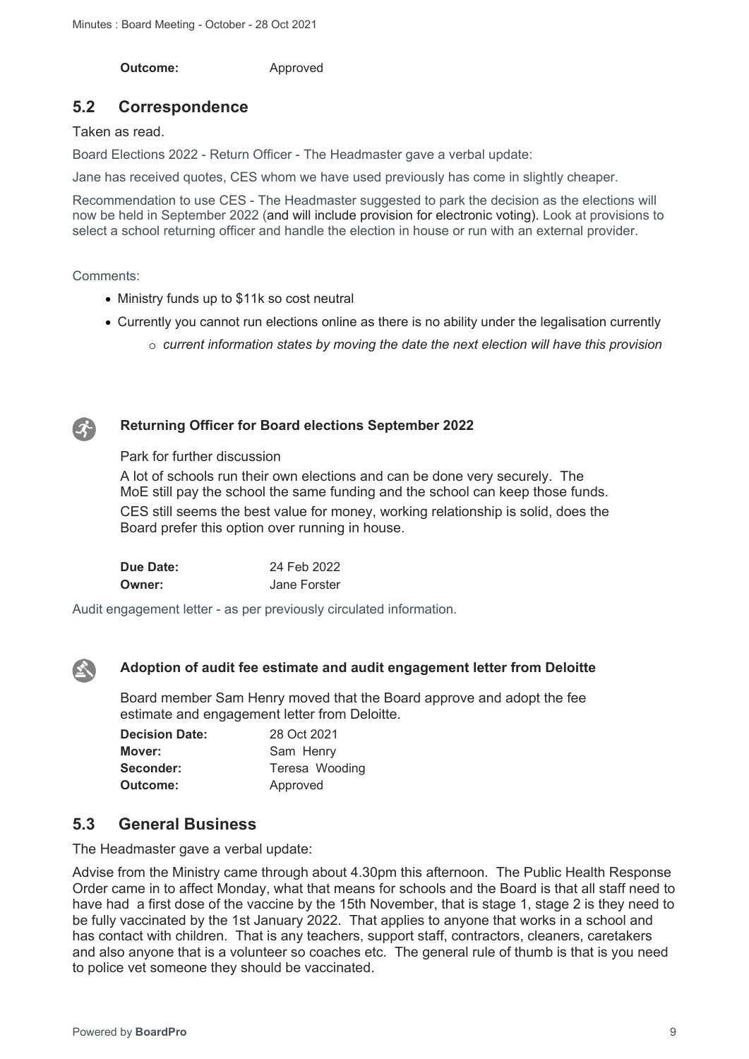**Outcome:** Approved

## 5.2 Correspondence

Taken as read.

Board Elections 2022 - Return Officer - The Headmaster gave a verbal update:

Jane has received quotes, CES whom we have used previously has come in slightly cheaper.

Recommendation to use CES - The Headmaster suggested to park the decision as the elections will now be held in September 2022 (and will include provision for electronic voting). Look at provisions to select a school returning officer and handle the election in house or run with an external provider.

Comments:

- Ministry funds up to $11k so cost neutral
- Currently you cannot run elections online as there is no ability under the legalisation currently
  - *current information states by moving the date the next election will have this provision*

**Returning Officer for Board elections September 2022**

Park for further discussion

A lot of schools run their own elections and can be done very securely. The MoE still pay the school the same funding and the school can keep those funds.

CES still seems the best value for money, working relationship is solid, does the Board prefer this option over running in house.

**Due Date:** 24 Feb 2022
**Owner:** Jane Forster

Audit engagement letter - as per previously circulated information.

**Adoption of audit fee estimate and audit engagement letter from Deloitte**

Board member Sam Henry moved that the Board approve and adopt the fee estimate and engagement letter from Deloitte.

**Decision Date:** 28 Oct 2021
**Mover:** Sam Henry
**Seconder:** Teresa Wooding
**Outcome:** Approved

## 5.3 General Business

The Headmaster gave a verbal update:

Advise from the Ministry came through about 4.30pm this afternoon. The Public Health Response Order came in to affect Monday, what that means for schools and the Board is that all staff need to have had a first dose of the vaccine by the 15th November, that is stage 1, stage 2 is they need to be fully vaccinated by the 1st January 2022. That applies to anyone that works in a school and has contact with children. That is any teachers, support staff, contractors, cleaners, caretakers and also anyone that is a volunteer so coaches etc. The general rule of thumb is that is you need to police vet someone they should be vaccinated.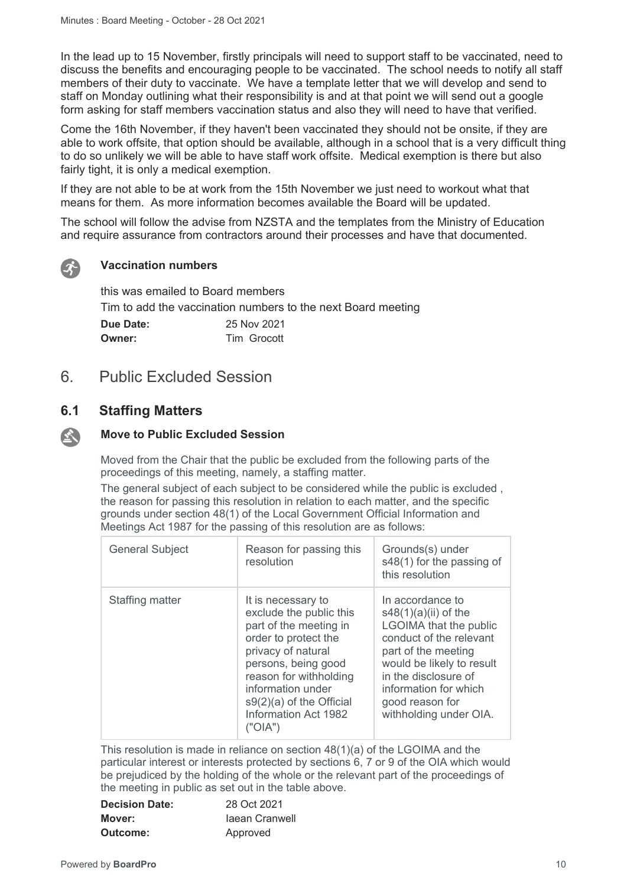In the lead up to 15 November, firstly principals will need to support staff to be vaccinated, need to discuss the benefits and encouraging people to be vaccinated. The school needs to notify all staff members of their duty to vaccinate. We have a template letter that we will develop and send to staff on Monday outlining what their responsibility is and at that point we will send out a google form asking for staff members vaccination status and also they will need to have that verified.

Come the 16th November, if they haven't been vaccinated they should not be onsite, if they are able to work offsite, that option should be available, although in a school that is a very difficult thing to do so unlikely we will be able to have staff work offsite. Medical exemption is there but also fairly tight, it is only a medical exemption.

If they are not able to be at work from the 15th November we just need to workout what that means for them. As more information becomes available the Board will be updated.

The school will follow the advise from NZSTA and the templates from the Ministry of Education and require assurance from contractors around their processes and have that documented.

**Vaccination numbers**

this was emailed to Board members

Tim to add the vaccination numbers to the next Board meeting

**Due Date:** 25 Nov 2021
**Owner:** Tim Grocott

# 6. Public Excluded Session

## 6.1 Staffing Matters

**Move to Public Excluded Session**

Moved from the Chair that the public be excluded from the following parts of the proceedings of this meeting, namely, a staffing matter.

The general subject of each subject to be considered while the public is excluded , the reason for passing this resolution in relation to each matter, and the specific grounds under section 48(1) of the Local Government Official Information and Meetings Act 1987 for the passing of this resolution are as follows:

| General Subject | Reason for passing this resolution | Grounds(s) under s48(1) for the passing of this resolution |
|---|---|---|
| Staffing matter | It is necessary to exclude the public this part of the meeting in order to protect the privacy of natural persons, being good reason for withholding information under s9(2)(a) of the Official Information Act 1982 ("OIA") | In accordance to s48(1)(a)(ii) of the LGOIMA that the public conduct of the relevant part of the meeting would be likely to result in the disclosure of information for which good reason for withholding under OIA. |

This resolution is made in reliance on section 48(1)(a) of the LGOIMA and the particular interest or interests protected by sections 6, 7 or 9 of the OIA which would be prejudiced by the holding of the whole or the relevant part of the proceedings of the meeting in public as set out in the table above.

**Decision Date:** 28 Oct 2021
**Mover:** Iaean Cranwell
**Outcome:** Approved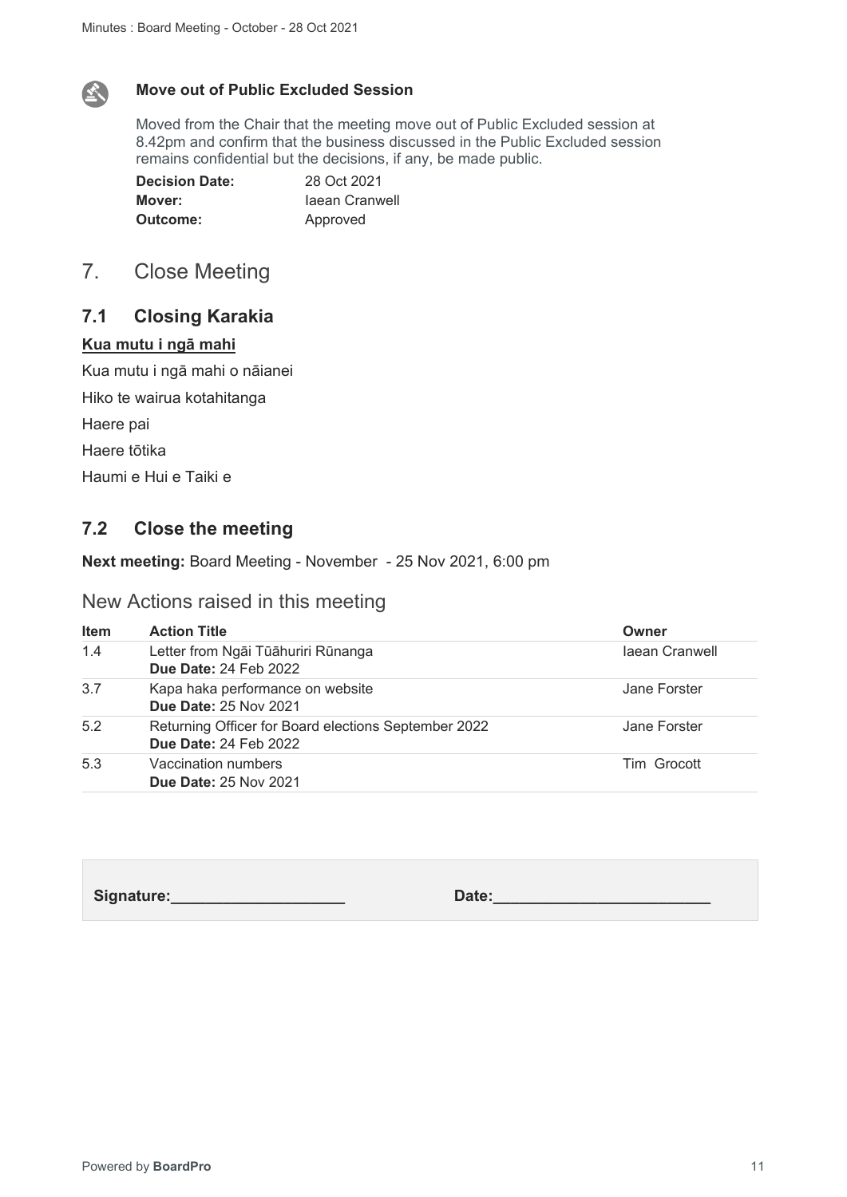**Move out of Public Excluded Session**

Moved from the Chair that the meeting move out of Public Excluded session at 8.42pm and confirm that the business discussed in the Public Excluded session remains confidential but the decisions, if any, be made public.

**Decision Date:** 28 Oct 2021
**Mover:** Iaean Cranwell
**Outcome:** Approved

# 7. Close Meeting

## 7.1 Closing Karakia

**Kua mutu i ngā mahi**

Kua mutu i ngā mahi o nāianei

Hiko te wairua kotahitanga

Haere pai

Haere tōtika

Haumi e Hui e Taiki e

## 7.2 Close the meeting

**Next meeting:** Board Meeting - November - 25 Nov 2021, 6:00 pm

## New Actions raised in this meeting

| Item | Action Title | Owner |
|---|---|---|
| 1.4 | Letter from Ngāi Tūāhuriri Rūnanga<br>**Due Date:** 24 Feb 2022 | Iaean Cranwell |
| 3.7 | Kapa haka performance on website<br>**Due Date:** 25 Nov 2021 | Jane Forster |
| 5.2 | Returning Officer for Board elections September 2022<br>**Due Date:** 24 Feb 2022 | Jane Forster |
| 5.3 | Vaccination numbers<br>**Due Date:** 25 Nov 2021 | Tim Grocott |

**Signature:**___________________ **Date:**________________________